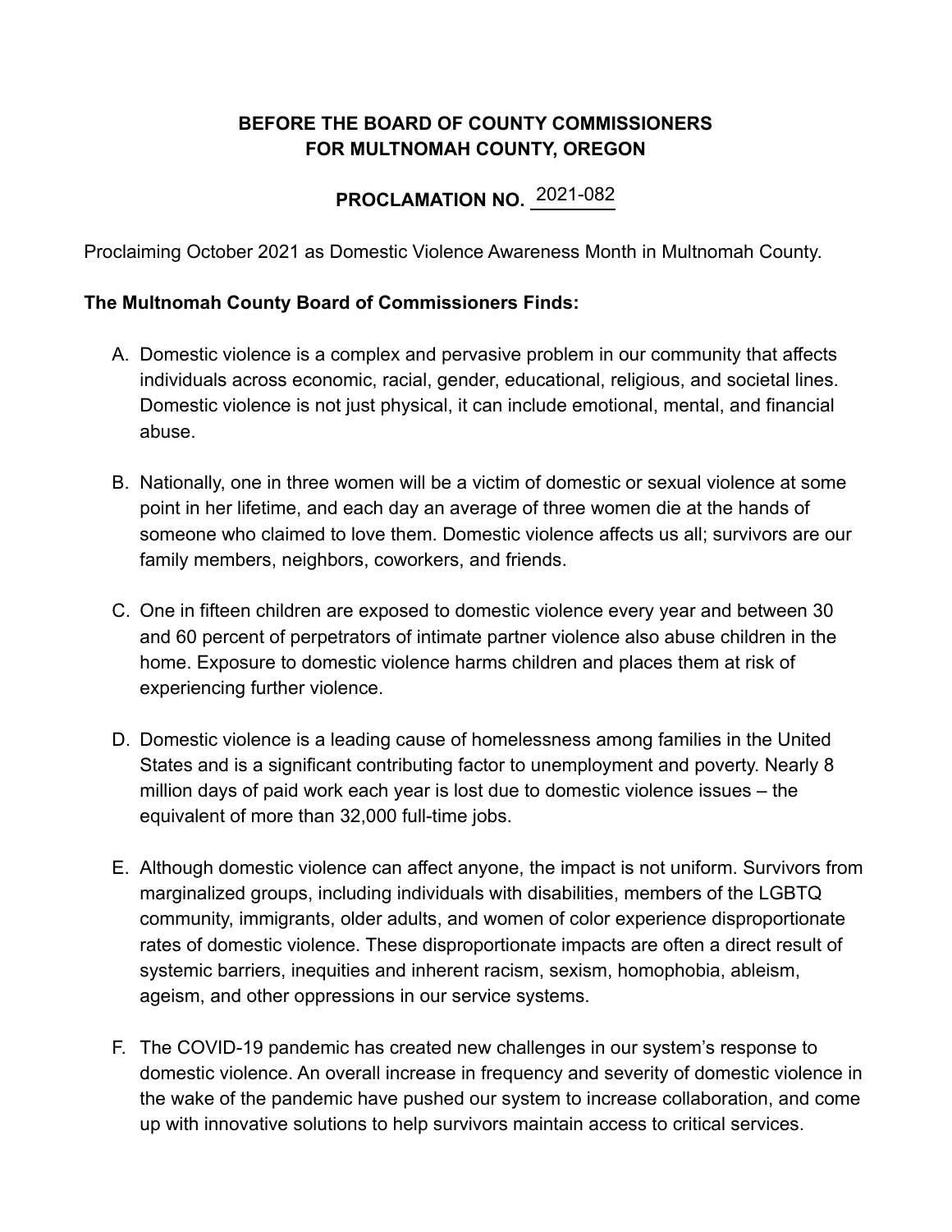**BEFORE THE BOARD OF COUNTY COMMISSIONERS**
**FOR MULTNOMAH COUNTY, OREGON**

**PROCLAMATION NO.** 2021-082

Proclaiming October 2021 as Domestic Violence Awareness Month in Multnomah County.

**The Multnomah County Board of Commissioners Finds:**

A. Domestic violence is a complex and pervasive problem in our community that affects individuals across economic, racial, gender, educational, religious, and societal lines. Domestic violence is not just physical, it can include emotional, mental, and financial abuse.

B. Nationally, one in three women will be a victim of domestic or sexual violence at some point in her lifetime, and each day an average of three women die at the hands of someone who claimed to love them. Domestic violence affects us all; survivors are our family members, neighbors, coworkers, and friends.

C. One in fifteen children are exposed to domestic violence every year and between 30 and 60 percent of perpetrators of intimate partner violence also abuse children in the home. Exposure to domestic violence harms children and places them at risk of experiencing further violence.

D. Domestic violence is a leading cause of homelessness among families in the United States and is a significant contributing factor to unemployment and poverty. Nearly 8 million days of paid work each year is lost due to domestic violence issues – the equivalent of more than 32,000 full-time jobs.

E. Although domestic violence can affect anyone, the impact is not uniform. Survivors from marginalized groups, including individuals with disabilities, members of the LGBTQ community, immigrants, older adults, and women of color experience disproportionate rates of domestic violence. These disproportionate impacts are often a direct result of systemic barriers, inequities and inherent racism, sexism, homophobia, ableism, ageism, and other oppressions in our service systems.

F. The COVID-19 pandemic has created new challenges in our system's response to domestic violence. An overall increase in frequency and severity of domestic violence in the wake of the pandemic have pushed our system to increase collaboration, and come up with innovative solutions to help survivors maintain access to critical services.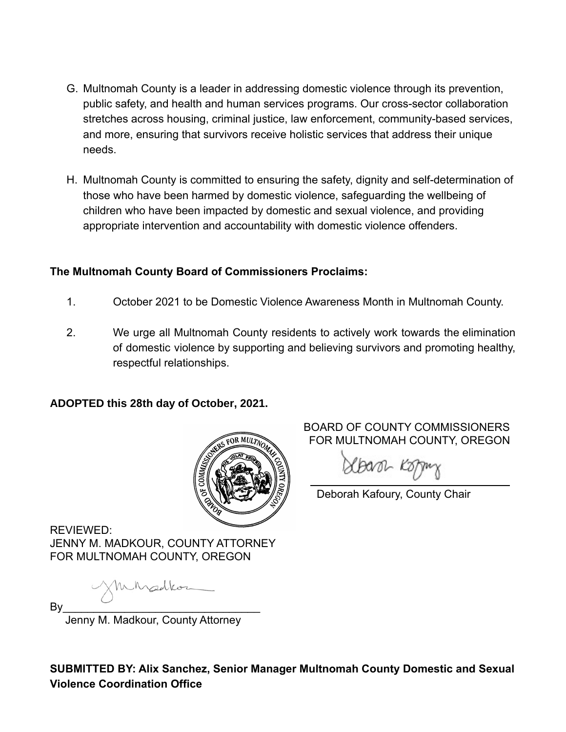G. Multnomah County is a leader in addressing domestic violence through its prevention, public safety, and health and human services programs. Our cross-sector collaboration stretches across housing, criminal justice, law enforcement, community-based services, and more, ensuring that survivors receive holistic services that address their unique needs.

H. Multnomah County is committed to ensuring the safety, dignity and self-determination of those who have been harmed by domestic violence, safeguarding the wellbeing of children who have been impacted by domestic and sexual violence, and providing appropriate intervention and accountability with domestic violence offenders.

**The Multnomah County Board of Commissioners Proclaims:**

1. October 2021 to be Domestic Violence Awareness Month in Multnomah County.

2. We urge all Multnomah County residents to actively work towards the elimination of domestic violence by supporting and believing survivors and promoting healthy, respectful relationships.

**ADOPTED this 28th day of October, 2021.**

BOARD OF COUNTY COMMISSIONERS
FOR MULTNOMAH COUNTY, OREGON

______________________________
Deborah Kafoury, County Chair

REVIEWED:
JENNY M. MADKOUR, COUNTY ATTORNEY
FOR MULTNOMAH COUNTY, OREGON

By______________________________
Jenny M. Madkour, County Attorney

**SUBMITTED BY: Alix Sanchez, Senior Manager Multnomah County Domestic and Sexual Violence Coordination Office**